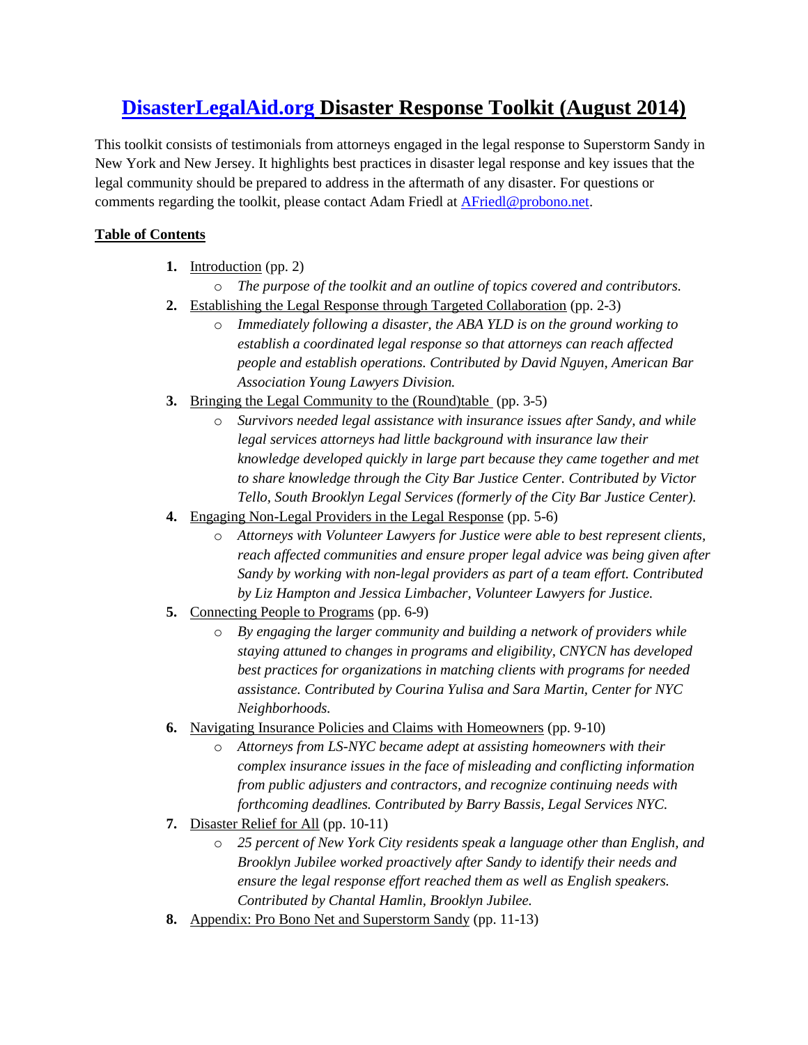# [DisasterLegalAid.org](http://DisasterLegalAid.org) Disaster Response Toolkit (August 2014)

This toolkit consists of testimonials from attorneys engaged in the legal response to Superstorm Sandy in New York and New Jersey. It highlights best practices in disaster legal response and key issues that the legal community should be prepared to address in the aftermath of any disaster. For questions or comments regarding the toolkit, please contact Adam Friedl at [AFriedl@probono.net](mailto:AFriedl@probono.net).

**Table of Contents**

1. **Introduction** (pp. 2)
   - *The purpose of the toolkit and an outline of topics covered and contributors.*
2. **Establishing the Legal Response through Targeted Collaboration** (pp. 2-3)
   - *Immediately following a disaster, the ABA YLD is on the ground working to establish a coordinated legal response so that attorneys can reach affected people and establish operations. Contributed by David Nguyen, American Bar Association Young Lawyers Division.*
3. **Bringing the Legal Community to the (Round)table** (pp. 3-5)
   - *Survivors needed legal assistance with insurance issues after Sandy, and while legal services attorneys had little background with insurance law their knowledge developed quickly in large part because they came together and met to share knowledge through the City Bar Justice Center. Contributed by Victor Tello, South Brooklyn Legal Services (formerly of the City Bar Justice Center).*
4. **Engaging Non-Legal Providers in the Legal Response** (pp. 5-6)
   - *Attorneys with Volunteer Lawyers for Justice were able to best represent clients, reach affected communities and ensure proper legal advice was being given after Sandy by working with non-legal providers as part of a team effort. Contributed by Liz Hampton and Jessica Limbacher, Volunteer Lawyers for Justice.*
5. **Connecting People to Programs** (pp. 6-9)
   - *By engaging the larger community and building a network of providers while staying attuned to changes in programs and eligibility, CNYCN has developed best practices for organizations in matching clients with programs for needed assistance. Contributed by Courina Yulisa and Sara Martin, Center for NYC Neighborhoods.*
6. **Navigating Insurance Policies and Claims with Homeowners** (pp. 9-10)
   - *Attorneys from LS-NYC became adept at assisting homeowners with their complex insurance issues in the face of misleading and conflicting information from public adjusters and contractors, and recognize continuing needs with forthcoming deadlines. Contributed by Barry Bassis, Legal Services NYC.*
7. **Disaster Relief for All** (pp. 10-11)
   - *25 percent of New York City residents speak a language other than English, and Brooklyn Jubilee worked proactively after Sandy to identify their needs and ensure the legal response effort reached them as well as English speakers. Contributed by Chantal Hamlin, Brooklyn Jubilee.*
8. **Appendix: Pro Bono Net and Superstorm Sandy** (pp. 11-13)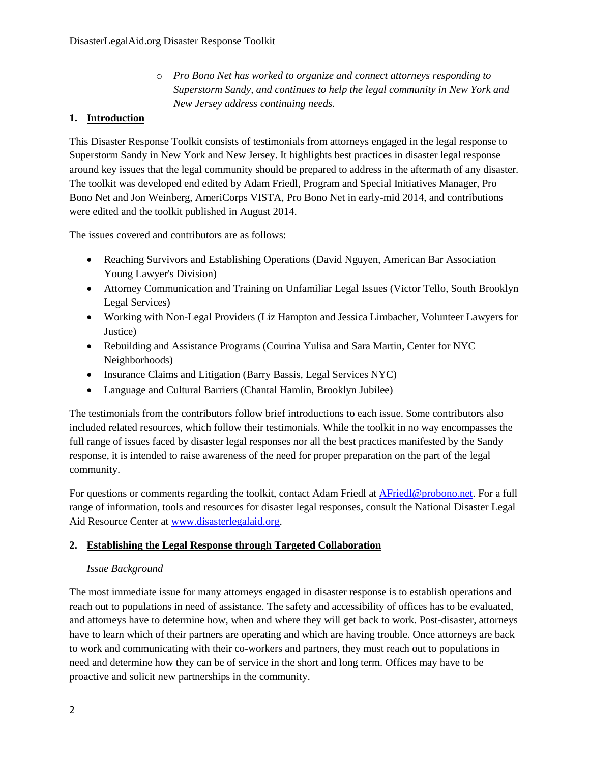- *Pro Bono Net has worked to organize and connect attorneys responding to Superstorm Sandy, and continues to help the legal community in New York and New Jersey address continuing needs.*

## 1. Introduction

This Disaster Response Toolkit consists of testimonials from attorneys engaged in the legal response to Superstorm Sandy in New York and New Jersey. It highlights best practices in disaster legal response around key issues that the legal community should be prepared to address in the aftermath of any disaster. The toolkit was developed end edited by Adam Friedl, Program and Special Initiatives Manager, Pro Bono Net and Jon Weinberg, AmeriCorps VISTA, Pro Bono Net in early-mid 2014, and contributions were edited and the toolkit published in August 2014.

The issues covered and contributors are as follows:

- Reaching Survivors and Establishing Operations (David Nguyen, American Bar Association Young Lawyer's Division)
- Attorney Communication and Training on Unfamiliar Legal Issues (Victor Tello, South Brooklyn Legal Services)
- Working with Non-Legal Providers (Liz Hampton and Jessica Limbacher, Volunteer Lawyers for Justice)
- Rebuilding and Assistance Programs (Courina Yulisa and Sara Martin, Center for NYC Neighborhoods)
- Insurance Claims and Litigation (Barry Bassis, Legal Services NYC)
- Language and Cultural Barriers (Chantal Hamlin, Brooklyn Jubilee)

The testimonials from the contributors follow brief introductions to each issue. Some contributors also included related resources, which follow their testimonials. While the toolkit in no way encompasses the full range of issues faced by disaster legal responses nor all the best practices manifested by the Sandy response, it is intended to raise awareness of the need for proper preparation on the part of the legal community.

For questions or comments regarding the toolkit, contact Adam Friedl at [AFriedl@probono.net](mailto:AFriedl@probono.net). For a full range of information, tools and resources for disaster legal responses, consult the National Disaster Legal Aid Resource Center at [www.disasterlegalaid.org](http://www.disasterlegalaid.org).

## 2. Establishing the Legal Response through Targeted Collaboration

*Issue Background*

The most immediate issue for many attorneys engaged in disaster response is to establish operations and reach out to populations in need of assistance. The safety and accessibility of offices has to be evaluated, and attorneys have to determine how, when and where they will get back to work. Post-disaster, attorneys have to learn which of their partners are operating and which are having trouble. Once attorneys are back to work and communicating with their co-workers and partners, they must reach out to populations in need and determine how they can be of service in the short and long term. Offices may have to be proactive and solicit new partnerships in the community.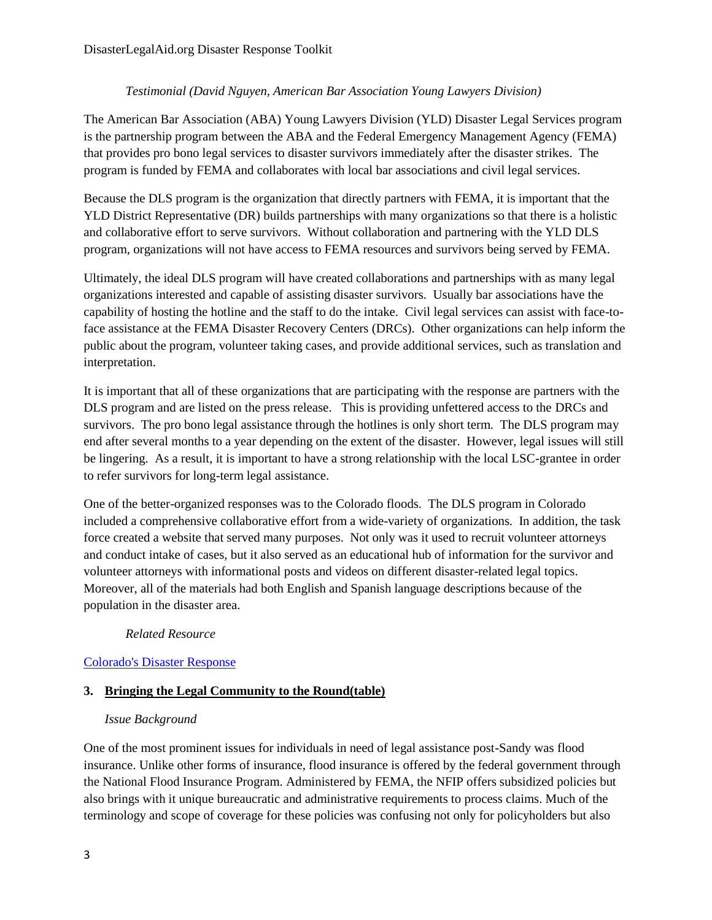*Testimonial (David Nguyen, American Bar Association Young Lawyers Division)*

The American Bar Association (ABA) Young Lawyers Division (YLD) Disaster Legal Services program is the partnership program between the ABA and the Federal Emergency Management Agency (FEMA) that provides pro bono legal services to disaster survivors immediately after the disaster strikes. The program is funded by FEMA and collaborates with local bar associations and civil legal services.

Because the DLS program is the organization that directly partners with FEMA, it is important that the YLD District Representative (DR) builds partnerships with many organizations so that there is a holistic and collaborative effort to serve survivors. Without collaboration and partnering with the YLD DLS program, organizations will not have access to FEMA resources and survivors being served by FEMA.

Ultimately, the ideal DLS program will have created collaborations and partnerships with as many legal organizations interested and capable of assisting disaster survivors. Usually bar associations have the capability of hosting the hotline and the staff to do the intake. Civil legal services can assist with face-to-face assistance at the FEMA Disaster Recovery Centers (DRCs). Other organizations can help inform the public about the program, volunteer taking cases, and provide additional services, such as translation and interpretation.

It is important that all of these organizations that are participating with the response are partners with the DLS program and are listed on the press release. This is providing unfettered access to the DRCs and survivors. The pro bono legal assistance through the hotlines is only short term. The DLS program may end after several months to a year depending on the extent of the disaster. However, legal issues will still be lingering. As a result, it is important to have a strong relationship with the local LSC-grantee in order to refer survivors for long-term legal assistance.

One of the better-organized responses was to the Colorado floods. The DLS program in Colorado included a comprehensive collaborative effort from a wide-variety of organizations. In addition, the task force created a website that served many purposes. Not only was it used to recruit volunteer attorneys and conduct intake of cases, but it also served as an educational hub of information for the survivor and volunteer attorneys with informational posts and videos on different disaster-related legal topics. Moreover, all of the materials had both English and Spanish language descriptions because of the population in the disaster area.

*Related Resource*

Colorado's Disaster Response

## 3. Bringing the Legal Community to the Round(table)

*Issue Background*

One of the most prominent issues for individuals in need of legal assistance post-Sandy was flood insurance. Unlike other forms of insurance, flood insurance is offered by the federal government through the National Flood Insurance Program. Administered by FEMA, the NFIP offers subsidized policies but also brings with it unique bureaucratic and administrative requirements to process claims. Much of the terminology and scope of coverage for these policies was confusing not only for policyholders but also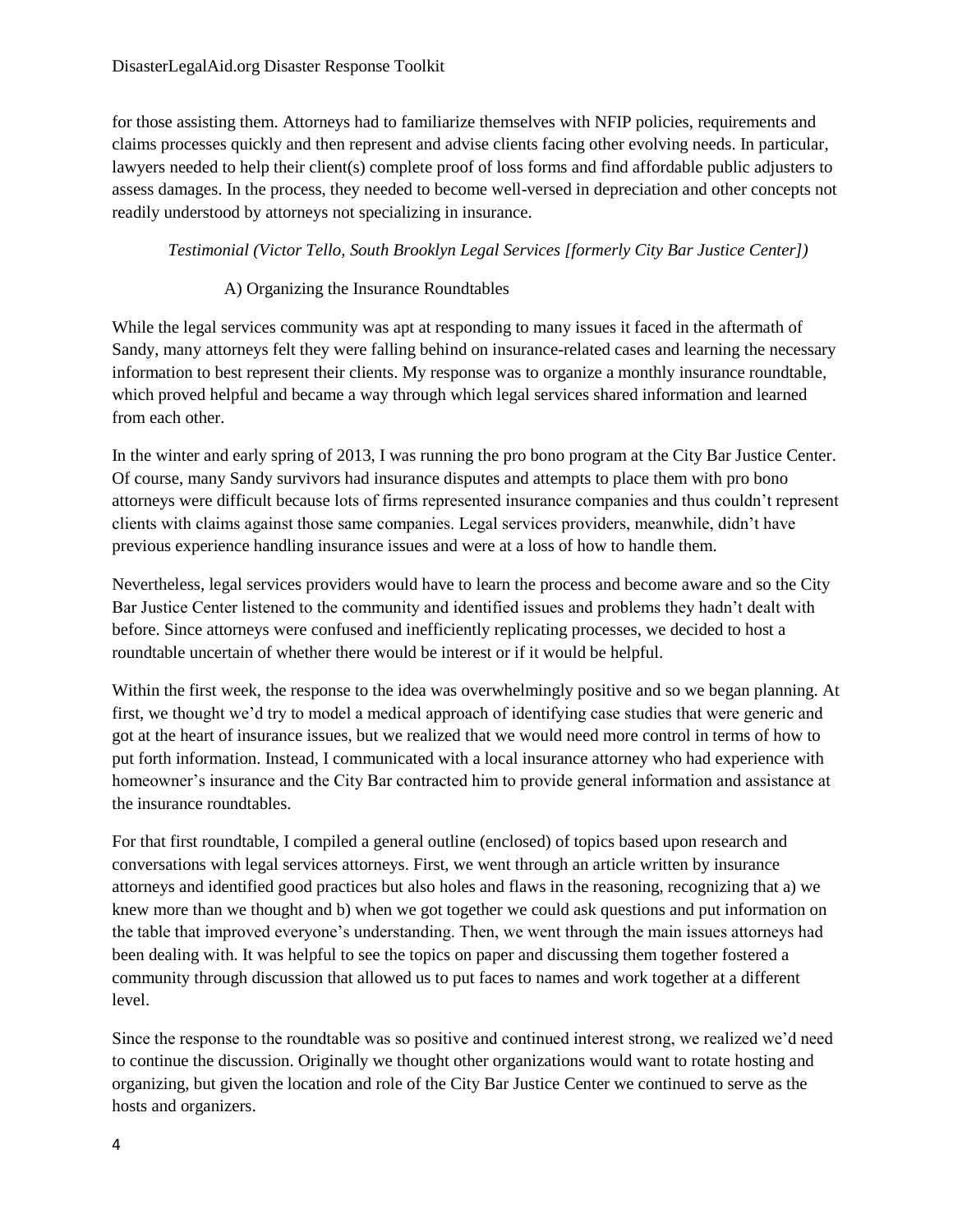for those assisting them. Attorneys had to familiarize themselves with NFIP policies, requirements and claims processes quickly and then represent and advise clients facing other evolving needs. In particular, lawyers needed to help their client(s) complete proof of loss forms and find affordable public adjusters to assess damages. In the process, they needed to become well-versed in depreciation and other concepts not readily understood by attorneys not specializing in insurance.

*Testimonial (Victor Tello, South Brooklyn Legal Services [formerly City Bar Justice Center])*

### A) Organizing the Insurance Roundtables

While the legal services community was apt at responding to many issues it faced in the aftermath of Sandy, many attorneys felt they were falling behind on insurance-related cases and learning the necessary information to best represent their clients. My response was to organize a monthly insurance roundtable, which proved helpful and became a way through which legal services shared information and learned from each other.

In the winter and early spring of 2013, I was running the pro bono program at the City Bar Justice Center. Of course, many Sandy survivors had insurance disputes and attempts to place them with pro bono attorneys were difficult because lots of firms represented insurance companies and thus couldn't represent clients with claims against those same companies. Legal services providers, meanwhile, didn't have previous experience handling insurance issues and were at a loss of how to handle them.

Nevertheless, legal services providers would have to learn the process and become aware and so the City Bar Justice Center listened to the community and identified issues and problems they hadn't dealt with before. Since attorneys were confused and inefficiently replicating processes, we decided to host a roundtable uncertain of whether there would be interest or if it would be helpful.

Within the first week, the response to the idea was overwhelmingly positive and so we began planning. At first, we thought we'd try to model a medical approach of identifying case studies that were generic and got at the heart of insurance issues, but we realized that we would need more control in terms of how to put forth information. Instead, I communicated with a local insurance attorney who had experience with homeowner's insurance and the City Bar contracted him to provide general information and assistance at the insurance roundtables.

For that first roundtable, I compiled a general outline (enclosed) of topics based upon research and conversations with legal services attorneys. First, we went through an article written by insurance attorneys and identified good practices but also holes and flaws in the reasoning, recognizing that a) we knew more than we thought and b) when we got together we could ask questions and put information on the table that improved everyone's understanding. Then, we went through the main issues attorneys had been dealing with. It was helpful to see the topics on paper and discussing them together fostered a community through discussion that allowed us to put faces to names and work together at a different level.

Since the response to the roundtable was so positive and continued interest strong, we realized we'd need to continue the discussion. Originally we thought other organizations would want to rotate hosting and organizing, but given the location and role of the City Bar Justice Center we continued to serve as the hosts and organizers.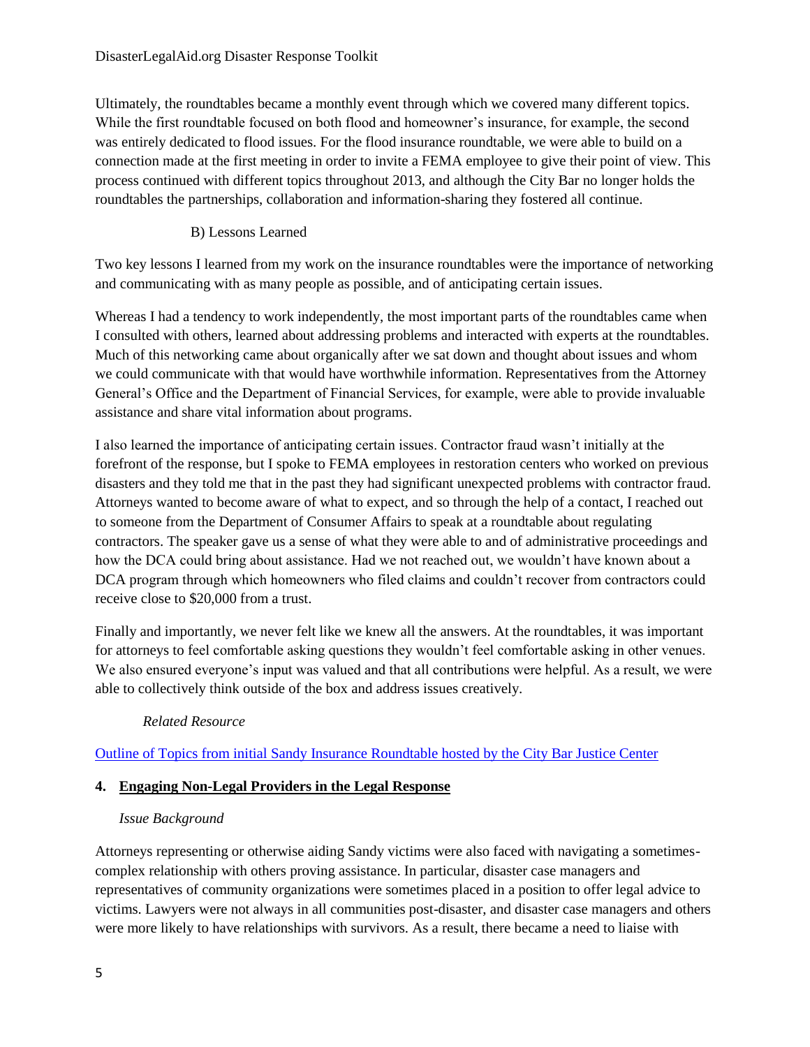Ultimately, the roundtables became a monthly event through which we covered many different topics. While the first roundtable focused on both flood and homeowner's insurance, for example, the second was entirely dedicated to flood issues. For the flood insurance roundtable, we were able to build on a connection made at the first meeting in order to invite a FEMA employee to give their point of view. This process continued with different topics throughout 2013, and although the City Bar no longer holds the roundtables the partnerships, collaboration and information-sharing they fostered all continue.

B) Lessons Learned

Two key lessons I learned from my work on the insurance roundtables were the importance of networking and communicating with as many people as possible, and of anticipating certain issues.

Whereas I had a tendency to work independently, the most important parts of the roundtables came when I consulted with others, learned about addressing problems and interacted with experts at the roundtables. Much of this networking came about organically after we sat down and thought about issues and whom we could communicate with that would have worthwhile information. Representatives from the Attorney General's Office and the Department of Financial Services, for example, were able to provide invaluable assistance and share vital information about programs.

I also learned the importance of anticipating certain issues. Contractor fraud wasn't initially at the forefront of the response, but I spoke to FEMA employees in restoration centers who worked on previous disasters and they told me that in the past they had significant unexpected problems with contractor fraud. Attorneys wanted to become aware of what to expect, and so through the help of a contact, I reached out to someone from the Department of Consumer Affairs to speak at a roundtable about regulating contractors. The speaker gave us a sense of what they were able to and of administrative proceedings and how the DCA could bring about assistance. Had we not reached out, we wouldn't have known about a DCA program through which homeowners who filed claims and couldn't recover from contractors could receive close to $20,000 from a trust.

Finally and importantly, we never felt like we knew all the answers. At the roundtables, it was important for attorneys to feel comfortable asking questions they wouldn't feel comfortable asking in other venues. We also ensured everyone's input was valued and that all contributions were helpful. As a result, we were able to collectively think outside of the box and address issues creatively.

*Related Resource*

Outline of Topics from initial Sandy Insurance Roundtable hosted by the City Bar Justice Center

## 4. Engaging Non-Legal Providers in the Legal Response

*Issue Background*

Attorneys representing or otherwise aiding Sandy victims were also faced with navigating a sometimes-complex relationship with others proving assistance. In particular, disaster case managers and representatives of community organizations were sometimes placed in a position to offer legal advice to victims. Lawyers were not always in all communities post-disaster, and disaster case managers and others were more likely to have relationships with survivors. As a result, there became a need to liaise with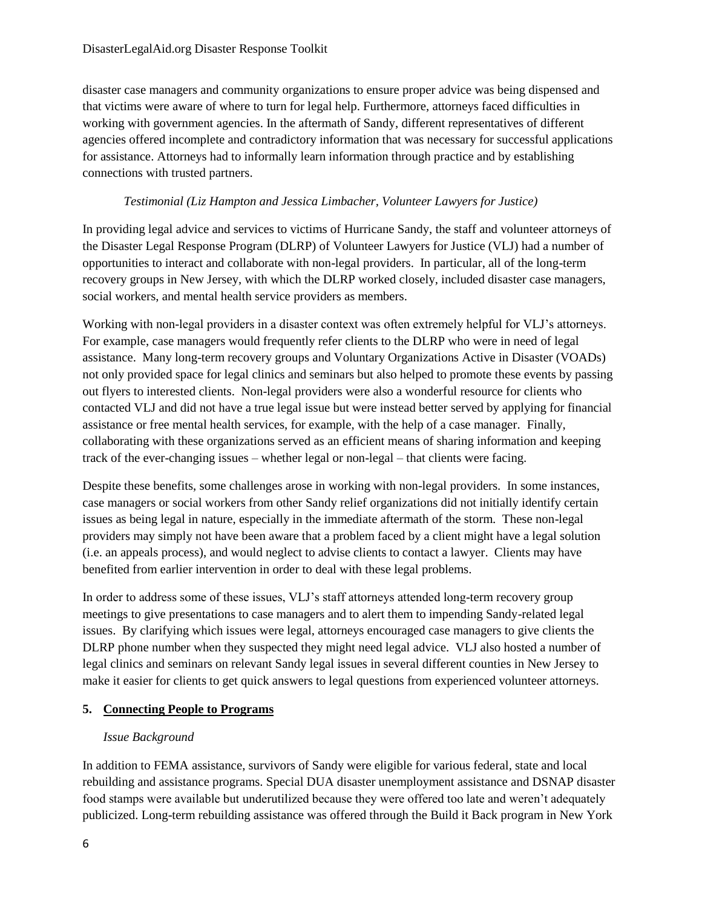disaster case managers and community organizations to ensure proper advice was being dispensed and that victims were aware of where to turn for legal help. Furthermore, attorneys faced difficulties in working with government agencies. In the aftermath of Sandy, different representatives of different agencies offered incomplete and contradictory information that was necessary for successful applications for assistance. Attorneys had to informally learn information through practice and by establishing connections with trusted partners.

*Testimonial (Liz Hampton and Jessica Limbacher, Volunteer Lawyers for Justice)*

In providing legal advice and services to victims of Hurricane Sandy, the staff and volunteer attorneys of the Disaster Legal Response Program (DLRP) of Volunteer Lawyers for Justice (VLJ) had a number of opportunities to interact and collaborate with non-legal providers. In particular, all of the long-term recovery groups in New Jersey, with which the DLRP worked closely, included disaster case managers, social workers, and mental health service providers as members.

Working with non-legal providers in a disaster context was often extremely helpful for VLJ's attorneys. For example, case managers would frequently refer clients to the DLRP who were in need of legal assistance. Many long-term recovery groups and Voluntary Organizations Active in Disaster (VOADs) not only provided space for legal clinics and seminars but also helped to promote these events by passing out flyers to interested clients. Non-legal providers were also a wonderful resource for clients who contacted VLJ and did not have a true legal issue but were instead better served by applying for financial assistance or free mental health services, for example, with the help of a case manager. Finally, collaborating with these organizations served as an efficient means of sharing information and keeping track of the ever-changing issues – whether legal or non-legal – that clients were facing.

Despite these benefits, some challenges arose in working with non-legal providers. In some instances, case managers or social workers from other Sandy relief organizations did not initially identify certain issues as being legal in nature, especially in the immediate aftermath of the storm. These non-legal providers may simply not have been aware that a problem faced by a client might have a legal solution (i.e. an appeals process), and would neglect to advise clients to contact a lawyer. Clients may have benefited from earlier intervention in order to deal with these legal problems.

In order to address some of these issues, VLJ's staff attorneys attended long-term recovery group meetings to give presentations to case managers and to alert them to impending Sandy-related legal issues. By clarifying which issues were legal, attorneys encouraged case managers to give clients the DLRP phone number when they suspected they might need legal advice. VLJ also hosted a number of legal clinics and seminars on relevant Sandy legal issues in several different counties in New Jersey to make it easier for clients to get quick answers to legal questions from experienced volunteer attorneys.

## 5. Connecting People to Programs

*Issue Background*

In addition to FEMA assistance, survivors of Sandy were eligible for various federal, state and local rebuilding and assistance programs. Special DUA disaster unemployment assistance and DSNAP disaster food stamps were available but underutilized because they were offered too late and weren't adequately publicized. Long-term rebuilding assistance was offered through the Build it Back program in New York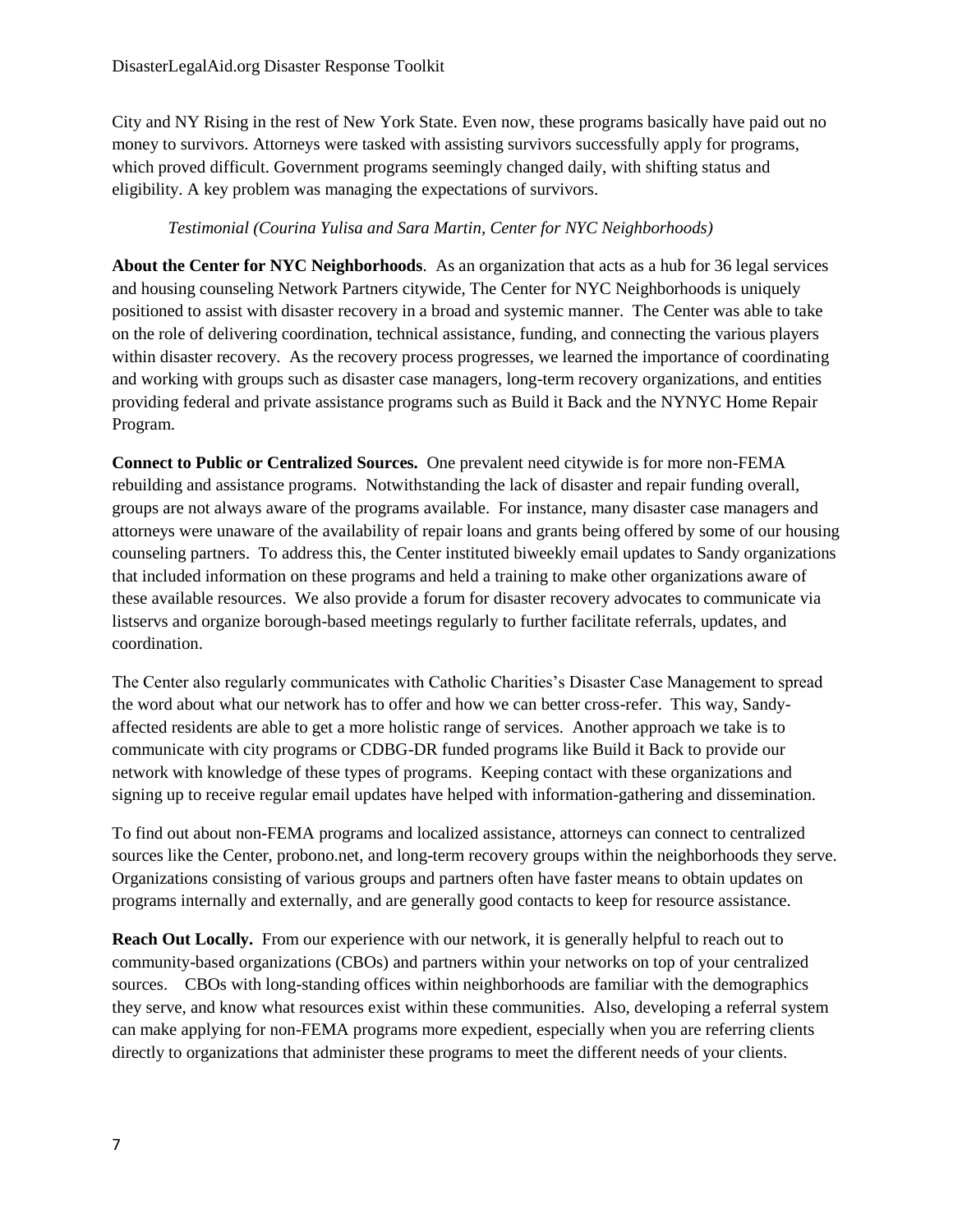City and NY Rising in the rest of New York State. Even now, these programs basically have paid out no money to survivors. Attorneys were tasked with assisting survivors successfully apply for programs, which proved difficult. Government programs seemingly changed daily, with shifting status and eligibility. A key problem was managing the expectations of survivors.

*Testimonial (Courina Yulisa and Sara Martin, Center for NYC Neighborhoods)*

**About the Center for NYC Neighborhoods**. As an organization that acts as a hub for 36 legal services and housing counseling Network Partners citywide, The Center for NYC Neighborhoods is uniquely positioned to assist with disaster recovery in a broad and systemic manner. The Center was able to take on the role of delivering coordination, technical assistance, funding, and connecting the various players within disaster recovery. As the recovery process progresses, we learned the importance of coordinating and working with groups such as disaster case managers, long-term recovery organizations, and entities providing federal and private assistance programs such as Build it Back and the NYNYC Home Repair Program.

**Connect to Public or Centralized Sources.** One prevalent need citywide is for more non-FEMA rebuilding and assistance programs. Notwithstanding the lack of disaster and repair funding overall, groups are not always aware of the programs available. For instance, many disaster case managers and attorneys were unaware of the availability of repair loans and grants being offered by some of our housing counseling partners. To address this, the Center instituted biweekly email updates to Sandy organizations that included information on these programs and held a training to make other organizations aware of these available resources. We also provide a forum for disaster recovery advocates to communicate via listservs and organize borough-based meetings regularly to further facilitate referrals, updates, and coordination.

The Center also regularly communicates with Catholic Charities's Disaster Case Management to spread the word about what our network has to offer and how we can better cross-refer. This way, Sandy-affected residents are able to get a more holistic range of services. Another approach we take is to communicate with city programs or CDBG-DR funded programs like Build it Back to provide our network with knowledge of these types of programs. Keeping contact with these organizations and signing up to receive regular email updates have helped with information-gathering and dissemination.

To find out about non-FEMA programs and localized assistance, attorneys can connect to centralized sources like the Center, probono.net, and long-term recovery groups within the neighborhoods they serve. Organizations consisting of various groups and partners often have faster means to obtain updates on programs internally and externally, and are generally good contacts to keep for resource assistance.

**Reach Out Locally.** From our experience with our network, it is generally helpful to reach out to community-based organizations (CBOs) and partners within your networks on top of your centralized sources. CBOs with long-standing offices within neighborhoods are familiar with the demographics they serve, and know what resources exist within these communities. Also, developing a referral system can make applying for non-FEMA programs more expedient, especially when you are referring clients directly to organizations that administer these programs to meet the different needs of your clients.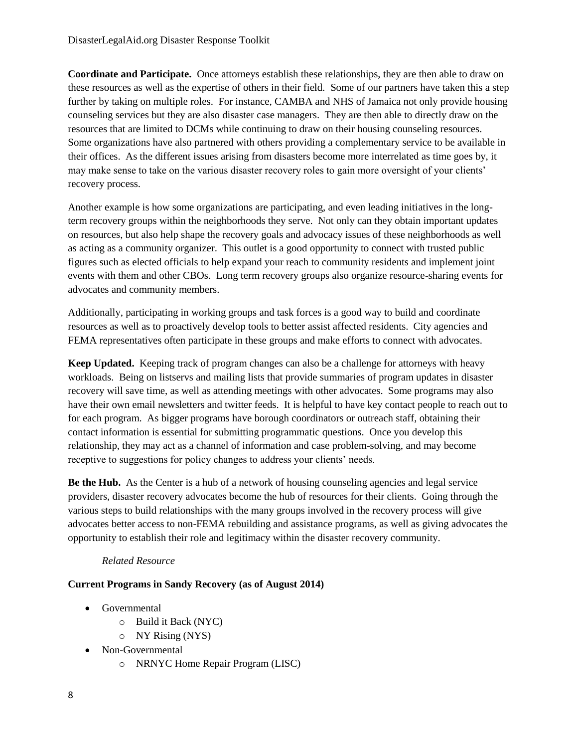**Coordinate and Participate.** Once attorneys establish these relationships, they are then able to draw on these resources as well as the expertise of others in their field. Some of our partners have taken this a step further by taking on multiple roles. For instance, CAMBA and NHS of Jamaica not only provide housing counseling services but they are also disaster case managers. They are then able to directly draw on the resources that are limited to DCMs while continuing to draw on their housing counseling resources. Some organizations have also partnered with others providing a complementary service to be available in their offices. As the different issues arising from disasters become more interrelated as time goes by, it may make sense to take on the various disaster recovery roles to gain more oversight of your clients' recovery process.

Another example is how some organizations are participating, and even leading initiatives in the long-term recovery groups within the neighborhoods they serve. Not only can they obtain important updates on resources, but also help shape the recovery goals and advocacy issues of these neighborhoods as well as acting as a community organizer. This outlet is a good opportunity to connect with trusted public figures such as elected officials to help expand your reach to community residents and implement joint events with them and other CBOs. Long term recovery groups also organize resource-sharing events for advocates and community members.

Additionally, participating in working groups and task forces is a good way to build and coordinate resources as well as to proactively develop tools to better assist affected residents. City agencies and FEMA representatives often participate in these groups and make efforts to connect with advocates.

**Keep Updated.** Keeping track of program changes can also be a challenge for attorneys with heavy workloads. Being on listservs and mailing lists that provide summaries of program updates in disaster recovery will save time, as well as attending meetings with other advocates. Some programs may also have their own email newsletters and twitter feeds. It is helpful to have key contact people to reach out to for each program. As bigger programs have borough coordinators or outreach staff, obtaining their contact information is essential for submitting programmatic questions. Once you develop this relationship, they may act as a channel of information and case problem-solving, and may become receptive to suggestions for policy changes to address your clients' needs.

**Be the Hub.** As the Center is a hub of a network of housing counseling agencies and legal service providers, disaster recovery advocates become the hub of resources for their clients. Going through the various steps to build relationships with the many groups involved in the recovery process will give advocates better access to non-FEMA rebuilding and assistance programs, as well as giving advocates the opportunity to establish their role and legitimacy within the disaster recovery community.

*Related Resource*

**Current Programs in Sandy Recovery (as of August 2014)**

- Governmental
    - Build it Back (NYC)
    - NY Rising (NYS)
- Non-Governmental
    - NRNYC Home Repair Program (LISC)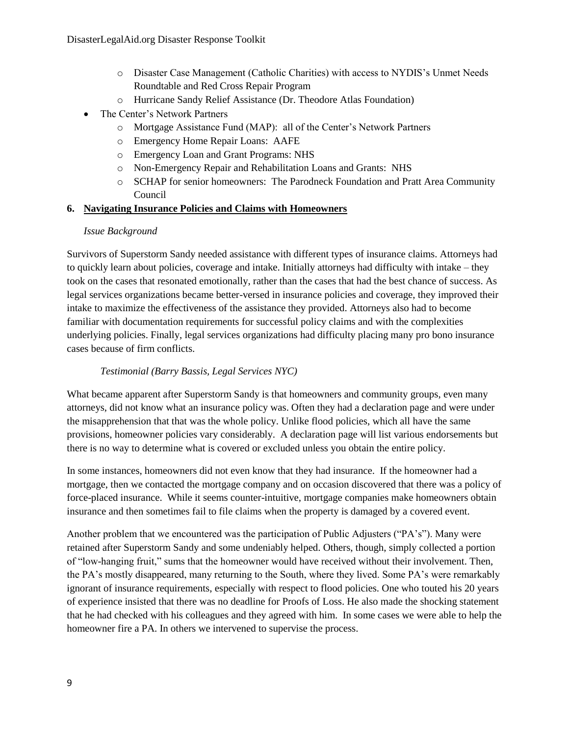- Disaster Case Management (Catholic Charities) with access to NYDIS's Unmet Needs Roundtable and Red Cross Repair Program
  - Hurricane Sandy Relief Assistance (Dr. Theodore Atlas Foundation)
- The Center's Network Partners
  - Mortgage Assistance Fund (MAP): all of the Center's Network Partners
  - Emergency Home Repair Loans: AAFE
  - Emergency Loan and Grant Programs: NHS
  - Non-Emergency Repair and Rehabilitation Loans and Grants: NHS
  - SCHAP for senior homeowners: The Parodneck Foundation and Pratt Area Community Council

## 6. Navigating Insurance Policies and Claims with Homeowners

*Issue Background*

Survivors of Superstorm Sandy needed assistance with different types of insurance claims. Attorneys had to quickly learn about policies, coverage and intake. Initially attorneys had difficulty with intake – they took on the cases that resonated emotionally, rather than the cases that had the best chance of success. As legal services organizations became better-versed in insurance policies and coverage, they improved their intake to maximize the effectiveness of the assistance they provided. Attorneys also had to become familiar with documentation requirements for successful policy claims and with the complexities underlying policies. Finally, legal services organizations had difficulty placing many pro bono insurance cases because of firm conflicts.

*Testimonial (Barry Bassis, Legal Services NYC)*

What became apparent after Superstorm Sandy is that homeowners and community groups, even many attorneys, did not know what an insurance policy was. Often they had a declaration page and were under the misapprehension that that was the whole policy. Unlike flood policies, which all have the same provisions, homeowner policies vary considerably. A declaration page will list various endorsements but there is no way to determine what is covered or excluded unless you obtain the entire policy.

In some instances, homeowners did not even know that they had insurance. If the homeowner had a mortgage, then we contacted the mortgage company and on occasion discovered that there was a policy of force-placed insurance. While it seems counter-intuitive, mortgage companies make homeowners obtain insurance and then sometimes fail to file claims when the property is damaged by a covered event.

Another problem that we encountered was the participation of Public Adjusters ("PA's"). Many were retained after Superstorm Sandy and some undeniably helped. Others, though, simply collected a portion of "low-hanging fruit," sums that the homeowner would have received without their involvement. Then, the PA's mostly disappeared, many returning to the South, where they lived. Some PA's were remarkably ignorant of insurance requirements, especially with respect to flood policies. One who touted his 20 years of experience insisted that there was no deadline for Proofs of Loss. He also made the shocking statement that he had checked with his colleagues and they agreed with him. In some cases we were able to help the homeowner fire a PA. In others we intervened to supervise the process.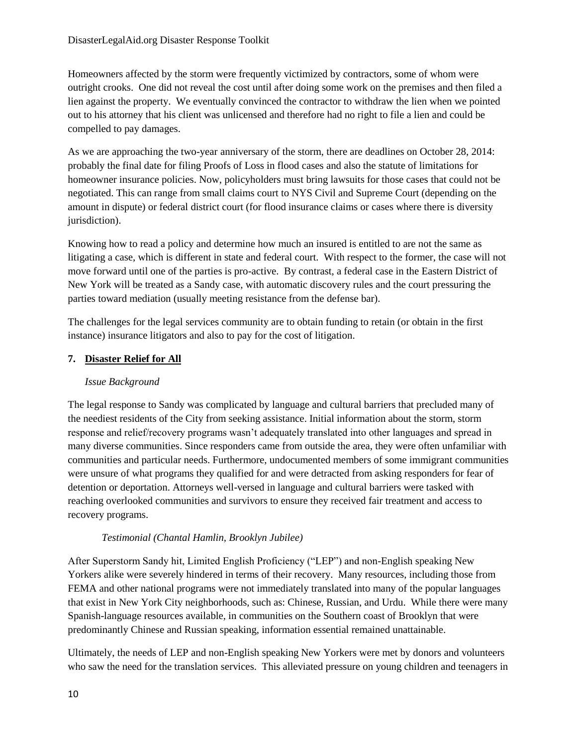Homeowners affected by the storm were frequently victimized by contractors, some of whom were outright crooks. One did not reveal the cost until after doing some work on the premises and then filed a lien against the property. We eventually convinced the contractor to withdraw the lien when we pointed out to his attorney that his client was unlicensed and therefore had no right to file a lien and could be compelled to pay damages.

As we are approaching the two-year anniversary of the storm, there are deadlines on October 28, 2014: probably the final date for filing Proofs of Loss in flood cases and also the statute of limitations for homeowner insurance policies. Now, policyholders must bring lawsuits for those cases that could not be negotiated. This can range from small claims court to NYS Civil and Supreme Court (depending on the amount in dispute) or federal district court (for flood insurance claims or cases where there is diversity jurisdiction).

Knowing how to read a policy and determine how much an insured is entitled to are not the same as litigating a case, which is different in state and federal court. With respect to the former, the case will not move forward until one of the parties is pro-active. By contrast, a federal case in the Eastern District of New York will be treated as a Sandy case, with automatic discovery rules and the court pressuring the parties toward mediation (usually meeting resistance from the defense bar).

The challenges for the legal services community are to obtain funding to retain (or obtain in the first instance) insurance litigators and also to pay for the cost of litigation.

## 7. Disaster Relief for All

*Issue Background*

The legal response to Sandy was complicated by language and cultural barriers that precluded many of the neediest residents of the City from seeking assistance. Initial information about the storm, storm response and relief/recovery programs wasn't adequately translated into other languages and spread in many diverse communities. Since responders came from outside the area, they were often unfamiliar with communities and particular needs. Furthermore, undocumented members of some immigrant communities were unsure of what programs they qualified for and were detracted from asking responders for fear of detention or deportation. Attorneys well-versed in language and cultural barriers were tasked with reaching overlooked communities and survivors to ensure they received fair treatment and access to recovery programs.

*Testimonial (Chantal Hamlin, Brooklyn Jubilee)*

After Superstorm Sandy hit, Limited English Proficiency ("LEP") and non-English speaking New Yorkers alike were severely hindered in terms of their recovery. Many resources, including those from FEMA and other national programs were not immediately translated into many of the popular languages that exist in New York City neighborhoods, such as: Chinese, Russian, and Urdu. While there were many Spanish-language resources available, in communities on the Southern coast of Brooklyn that were predominantly Chinese and Russian speaking, information essential remained unattainable.

Ultimately, the needs of LEP and non-English speaking New Yorkers were met by donors and volunteers who saw the need for the translation services. This alleviated pressure on young children and teenagers in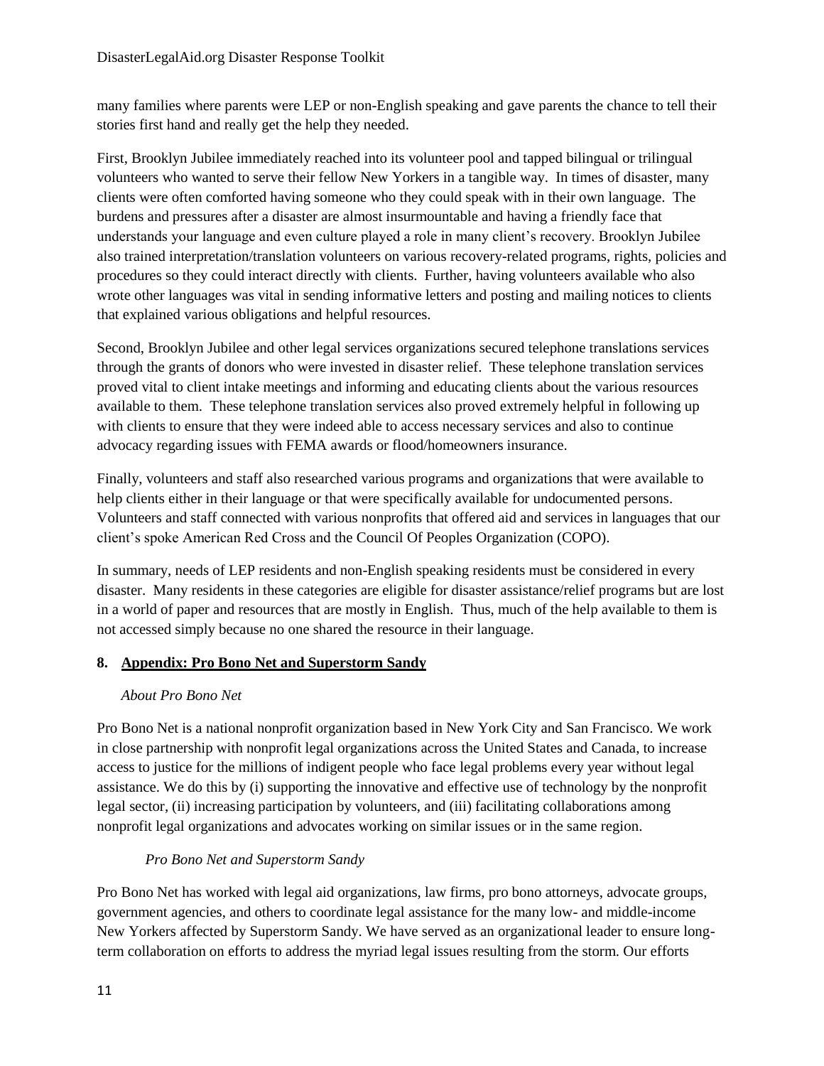many families where parents were LEP or non-English speaking and gave parents the chance to tell their stories first hand and really get the help they needed.

First, Brooklyn Jubilee immediately reached into its volunteer pool and tapped bilingual or trilingual volunteers who wanted to serve their fellow New Yorkers in a tangible way. In times of disaster, many clients were often comforted having someone who they could speak with in their own language. The burdens and pressures after a disaster are almost insurmountable and having a friendly face that understands your language and even culture played a role in many client's recovery. Brooklyn Jubilee also trained interpretation/translation volunteers on various recovery-related programs, rights, policies and procedures so they could interact directly with clients. Further, having volunteers available who also wrote other languages was vital in sending informative letters and posting and mailing notices to clients that explained various obligations and helpful resources.

Second, Brooklyn Jubilee and other legal services organizations secured telephone translations services through the grants of donors who were invested in disaster relief. These telephone translation services proved vital to client intake meetings and informing and educating clients about the various resources available to them. These telephone translation services also proved extremely helpful in following up with clients to ensure that they were indeed able to access necessary services and also to continue advocacy regarding issues with FEMA awards or flood/homeowners insurance.

Finally, volunteers and staff also researched various programs and organizations that were available to help clients either in their language or that were specifically available for undocumented persons. Volunteers and staff connected with various nonprofits that offered aid and services in languages that our client's spoke American Red Cross and the Council Of Peoples Organization (COPO).

In summary, needs of LEP residents and non-English speaking residents must be considered in every disaster. Many residents in these categories are eligible for disaster assistance/relief programs but are lost in a world of paper and resources that are mostly in English. Thus, much of the help available to them is not accessed simply because no one shared the resource in their language.

## 8. Appendix: Pro Bono Net and Superstorm Sandy

*About Pro Bono Net*

Pro Bono Net is a national nonprofit organization based in New York City and San Francisco. We work in close partnership with nonprofit legal organizations across the United States and Canada, to increase access to justice for the millions of indigent people who face legal problems every year without legal assistance. We do this by (i) supporting the innovative and effective use of technology by the nonprofit legal sector, (ii) increasing participation by volunteers, and (iii) facilitating collaborations among nonprofit legal organizations and advocates working on similar issues or in the same region.

*Pro Bono Net and Superstorm Sandy*

Pro Bono Net has worked with legal aid organizations, law firms, pro bono attorneys, advocate groups, government agencies, and others to coordinate legal assistance for the many low- and middle-income New Yorkers affected by Superstorm Sandy. We have served as an organizational leader to ensure long-term collaboration on efforts to address the myriad legal issues resulting from the storm. Our efforts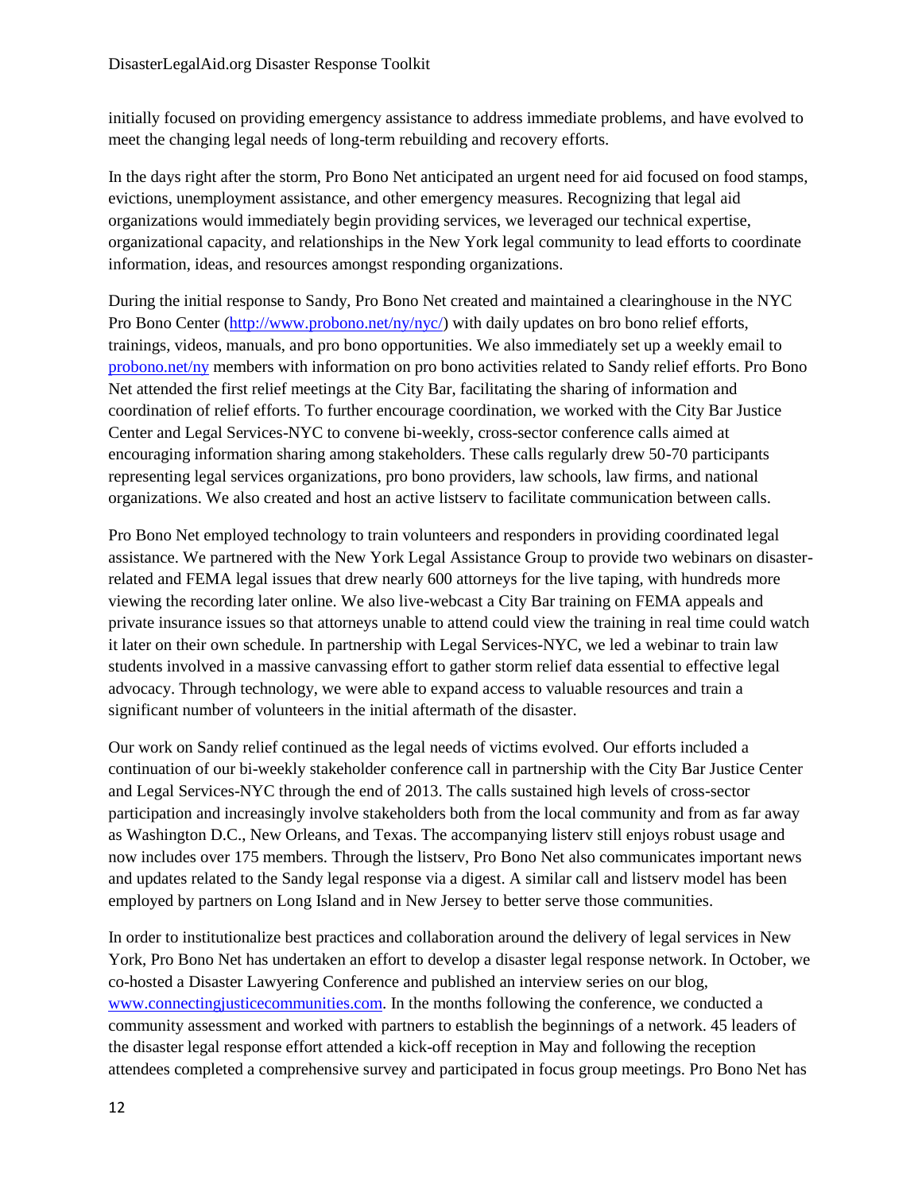initially focused on providing emergency assistance to address immediate problems, and have evolved to meet the changing legal needs of long-term rebuilding and recovery efforts.

In the days right after the storm, Pro Bono Net anticipated an urgent need for aid focused on food stamps, evictions, unemployment assistance, and other emergency measures. Recognizing that legal aid organizations would immediately begin providing services, we leveraged our technical expertise, organizational capacity, and relationships in the New York legal community to lead efforts to coordinate information, ideas, and resources amongst responding organizations.

During the initial response to Sandy, Pro Bono Net created and maintained a clearinghouse in the NYC Pro Bono Center (http://www.probono.net/ny/nyc/) with daily updates on bro bono relief efforts, trainings, videos, manuals, and pro bono opportunities. We also immediately set up a weekly email to probono.net/ny members with information on pro bono activities related to Sandy relief efforts. Pro Bono Net attended the first relief meetings at the City Bar, facilitating the sharing of information and coordination of relief efforts. To further encourage coordination, we worked with the City Bar Justice Center and Legal Services-NYC to convene bi-weekly, cross-sector conference calls aimed at encouraging information sharing among stakeholders. These calls regularly drew 50-70 participants representing legal services organizations, pro bono providers, law schools, law firms, and national organizations. We also created and host an active listserv to facilitate communication between calls.

Pro Bono Net employed technology to train volunteers and responders in providing coordinated legal assistance. We partnered with the New York Legal Assistance Group to provide two webinars on disaster-related and FEMA legal issues that drew nearly 600 attorneys for the live taping, with hundreds more viewing the recording later online. We also live-webcast a City Bar training on FEMA appeals and private insurance issues so that attorneys unable to attend could view the training in real time could watch it later on their own schedule. In partnership with Legal Services-NYC, we led a webinar to train law students involved in a massive canvassing effort to gather storm relief data essential to effective legal advocacy. Through technology, we were able to expand access to valuable resources and train a significant number of volunteers in the initial aftermath of the disaster.

Our work on Sandy relief continued as the legal needs of victims evolved. Our efforts included a continuation of our bi-weekly stakeholder conference call in partnership with the City Bar Justice Center and Legal Services-NYC through the end of 2013. The calls sustained high levels of cross-sector participation and increasingly involve stakeholders both from the local community and from as far away as Washington D.C., New Orleans, and Texas. The accompanying listerv still enjoys robust usage and now includes over 175 members. Through the listserv, Pro Bono Net also communicates important news and updates related to the Sandy legal response via a digest. A similar call and listserv model has been employed by partners on Long Island and in New Jersey to better serve those communities.

In order to institutionalize best practices and collaboration around the delivery of legal services in New York, Pro Bono Net has undertaken an effort to develop a disaster legal response network. In October, we co-hosted a Disaster Lawyering Conference and published an interview series on our blog, www.connectingjusticecommunities.com. In the months following the conference, we conducted a community assessment and worked with partners to establish the beginnings of a network. 45 leaders of the disaster legal response effort attended a kick-off reception in May and following the reception attendees completed a comprehensive survey and participated in focus group meetings. Pro Bono Net has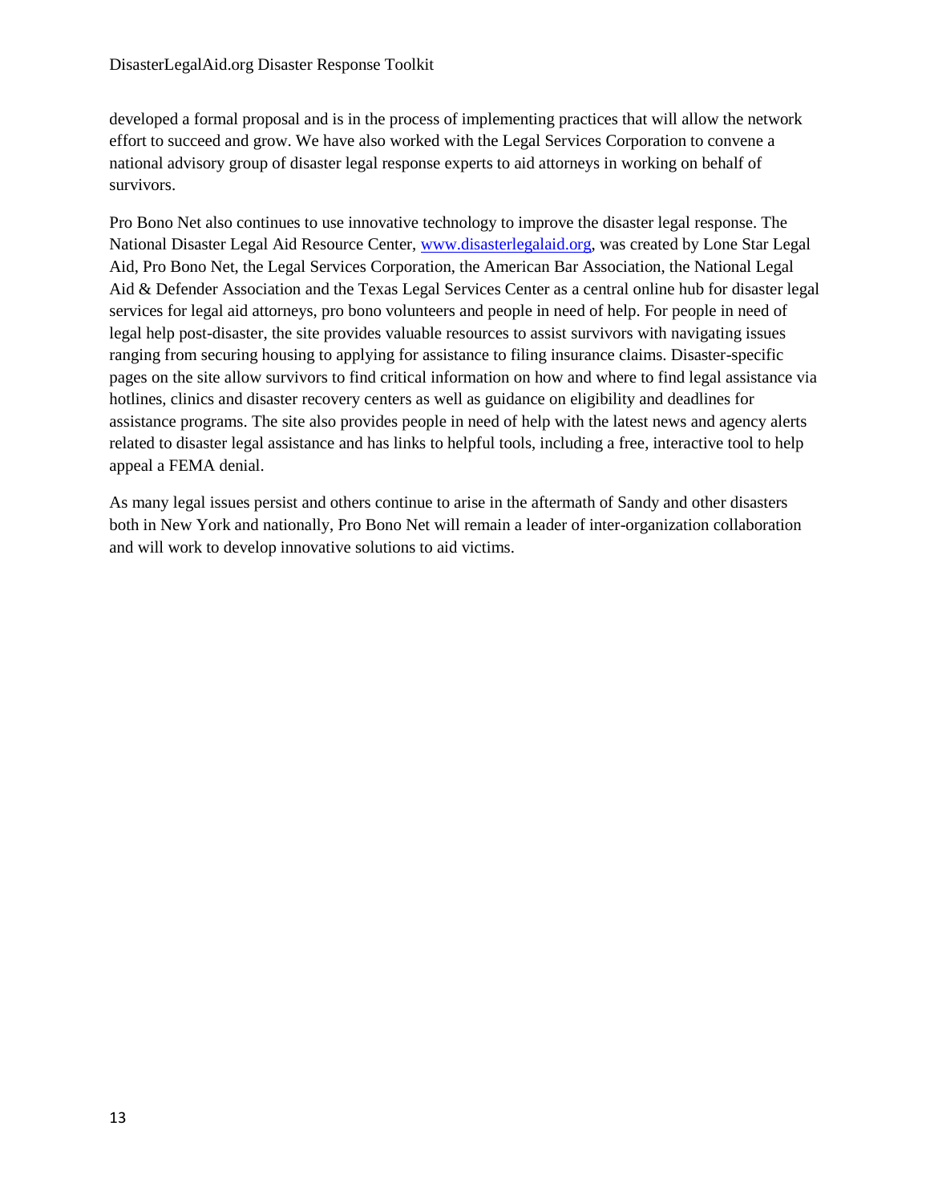developed a formal proposal and is in the process of implementing practices that will allow the network effort to succeed and grow. We have also worked with the Legal Services Corporation to convene a national advisory group of disaster legal response experts to aid attorneys in working on behalf of survivors.

Pro Bono Net also continues to use innovative technology to improve the disaster legal response. The National Disaster Legal Aid Resource Center, [www.disasterlegalaid.org](http://www.disasterlegalaid.org), was created by Lone Star Legal Aid, Pro Bono Net, the Legal Services Corporation, the American Bar Association, the National Legal Aid & Defender Association and the Texas Legal Services Center as a central online hub for disaster legal services for legal aid attorneys, pro bono volunteers and people in need of help. For people in need of legal help post-disaster, the site provides valuable resources to assist survivors with navigating issues ranging from securing housing to applying for assistance to filing insurance claims. Disaster-specific pages on the site allow survivors to find critical information on how and where to find legal assistance via hotlines, clinics and disaster recovery centers as well as guidance on eligibility and deadlines for assistance programs. The site also provides people in need of help with the latest news and agency alerts related to disaster legal assistance and has links to helpful tools, including a free, interactive tool to help appeal a FEMA denial.

As many legal issues persist and others continue to arise in the aftermath of Sandy and other disasters both in New York and nationally, Pro Bono Net will remain a leader of inter-organization collaboration and will work to develop innovative solutions to aid victims.